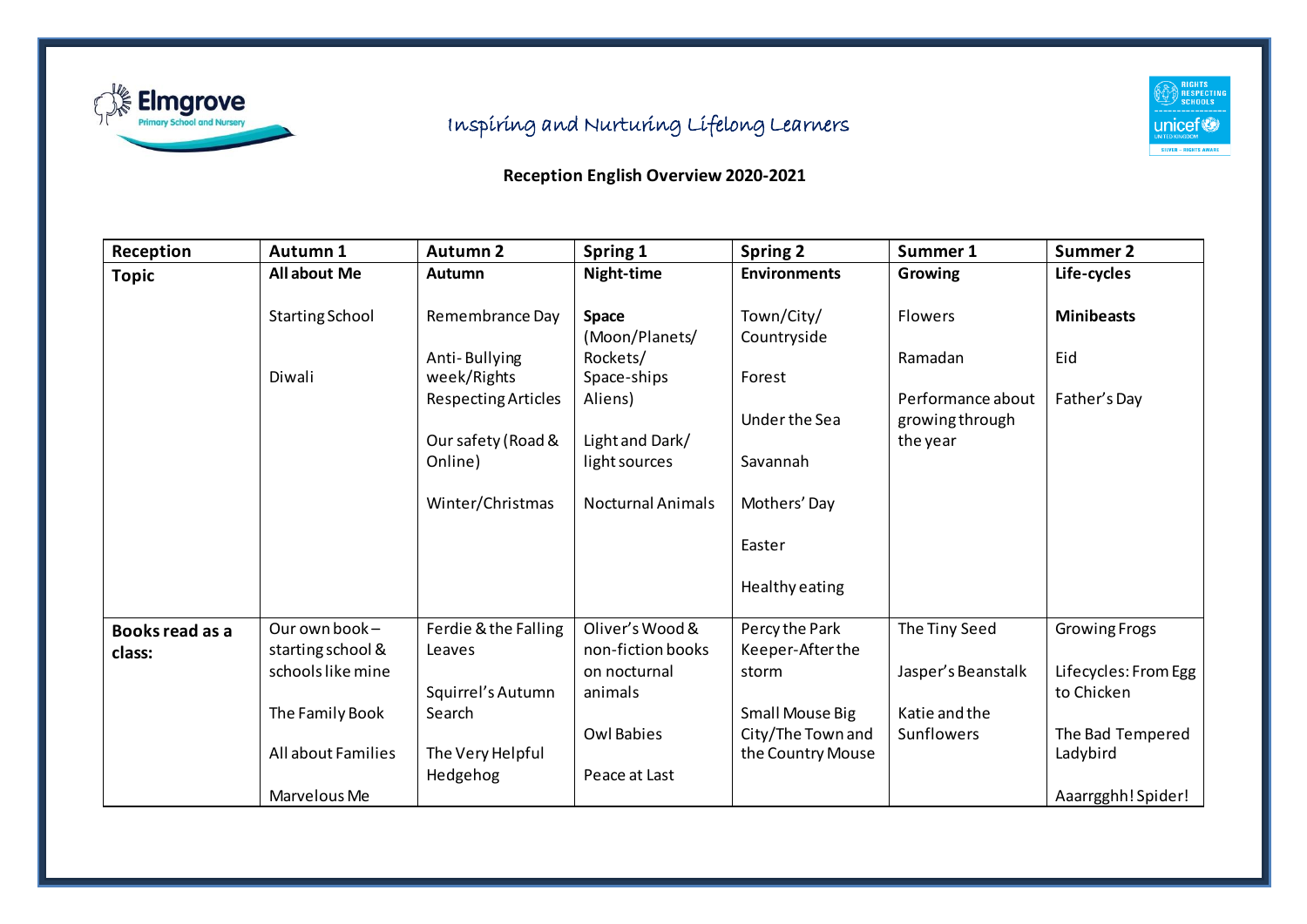Elmgrove Primary School and Nursery

Inspiring and Nurturing Lifelong Learners

RIGHTS RESPECTING SCHOOLS unicef UNITED KINGDOM SILVER – RIGHTS AWARE

**Reception English Overview 2020-2021**

| **Reception** | **Autumn 1** | **Autumn 2** | **Spring 1** | **Spring 2** | **Summer 1** | **Summer 2** |
|---|---|---|---|---|---|---|
| **Topic** | **All about Me**<br><br>Starting School<br><br>Diwali | **Autumn**<br><br>Remembrance Day<br><br>Anti- Bullying week/Rights Respecting Articles<br><br>Our safety (Road & Online)<br><br>Winter/Christmas | **Night-time**<br><br>**Space** (Moon/Planets/ Rockets/ Space-ships Aliens)<br><br>Light and Dark/ light sources<br><br>Nocturnal Animals | **Environments**<br><br>Town/City/ Countryside<br><br>Forest<br><br>Under the Sea<br><br>Savannah<br><br>Mothers' Day<br><br>Easter<br><br>Healthy eating | **Growing**<br><br>Flowers<br><br>Ramadan<br><br>Performance about growing through the year | **Life-cycles**<br><br>**Minibeasts**<br><br>Eid<br><br>Father's Day |
| **Books read as a class:** | Our own book – starting school & schools like mine<br><br>The Family Book<br><br>All about Families<br><br>Marvelous Me | Ferdie & the Falling Leaves<br><br>Squirrel's Autumn Search<br><br>The Very Helpful Hedgehog | Oliver's Wood & non-fiction books on nocturnal animals<br><br>Owl Babies<br><br>Peace at Last | Percy the Park Keeper-After the storm<br><br>Small Mouse Big City/The Town and the Country Mouse | The Tiny Seed<br><br>Jasper's Beanstalk<br><br>Katie and the Sunflowers | Growing Frogs<br><br>Lifecycles: From Egg to Chicken<br><br>The Bad Tempered Ladybird<br><br>Aaarrgghh! Spider! |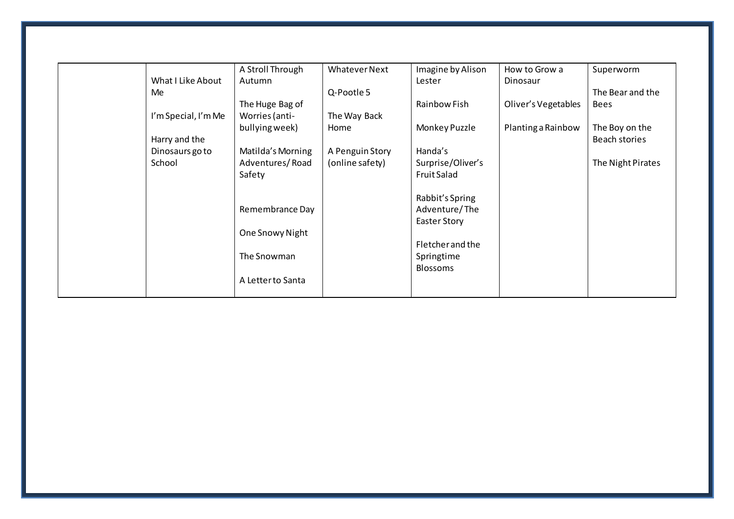| | | | | | | |
|---|---|---|---|---|---|---|
| | What I Like About Me<br><br>I'm Special, I'm Me<br><br>Harry and the Dinosaurs go to School | A Stroll Through Autumn<br><br>The Huge Bag of Worries (anti-bullying week)<br><br>Matilda's Morning Adventures/ Road Safety<br><br>Remembrance Day<br><br>One Snowy Night<br><br>The Snowman<br><br>A Letter to Santa | Whatever Next<br><br>Q-Pootle 5<br><br>The Way Back Home<br><br>A Penguin Story (online safety) | Imagine by Alison Lester<br><br>Rainbow Fish<br><br>Monkey Puzzle<br><br>Handa's Surprise/Oliver's Fruit Salad<br><br>Rabbit's Spring Adventure/ The Easter Story<br><br>Fletcher and the Springtime Blossoms | How to Grow a Dinosaur<br><br>Oliver's Vegetables<br><br>Planting a Rainbow | Superworm<br><br>The Bear and the Bees<br><br>The Boy on the Beach stories<br><br>The Night Pirates |